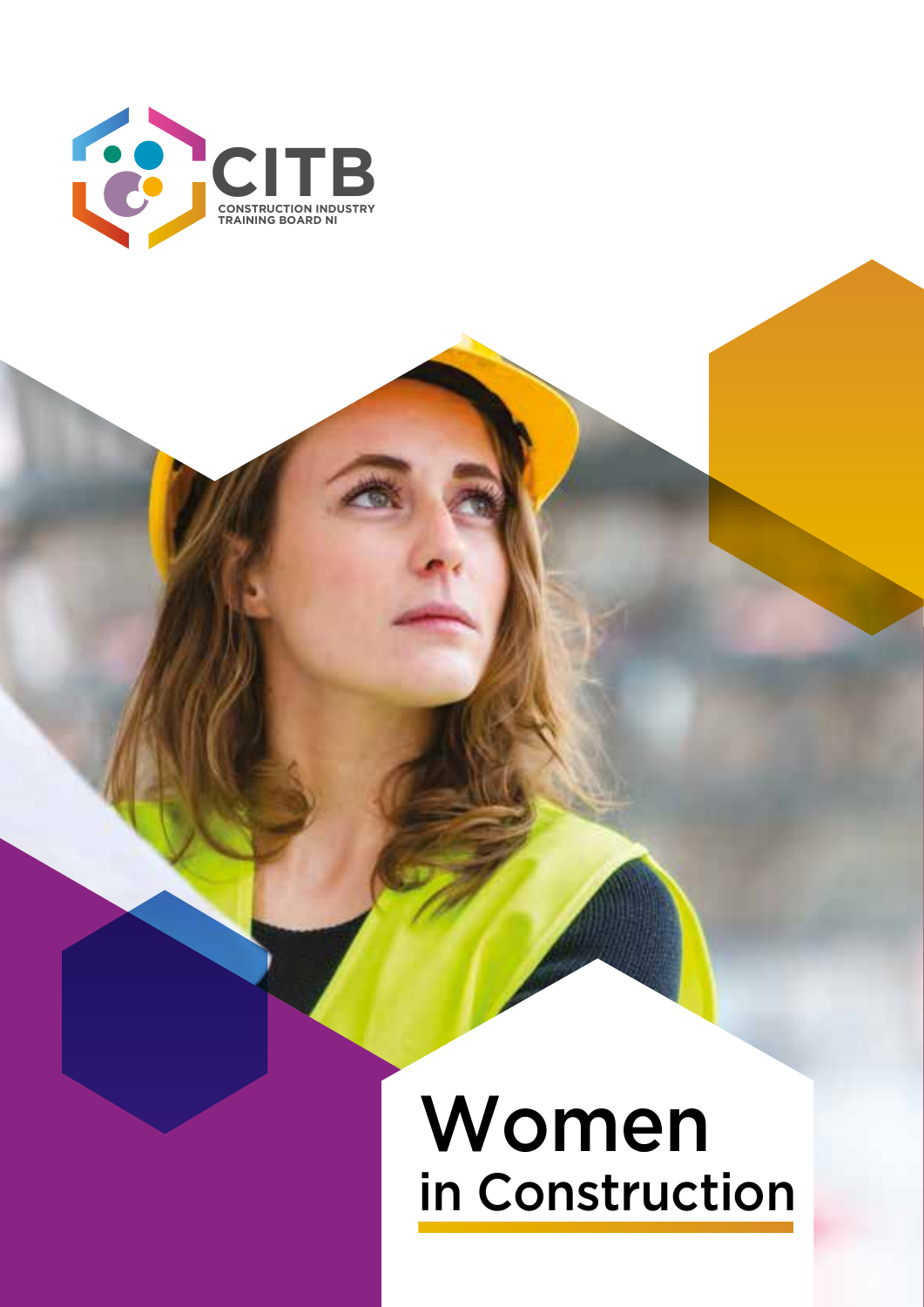CITB

CONSTRUCTION INDUSTRY TRAINING BOARD NI

# Women in Construction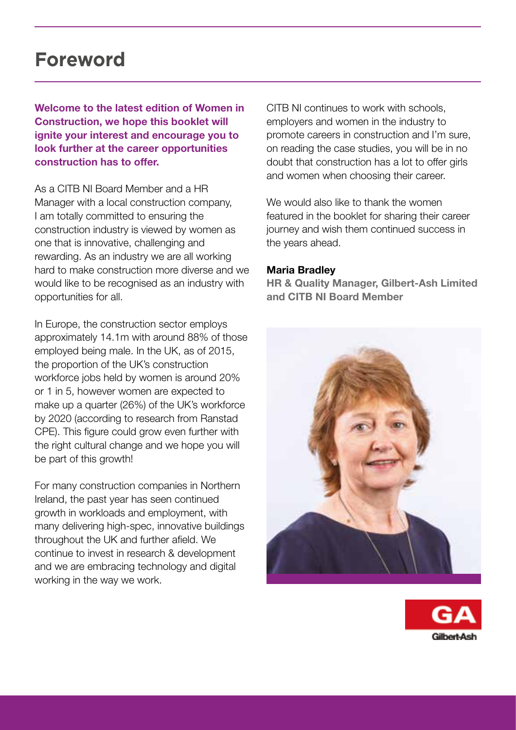# Foreword

**Welcome to the latest edition of Women in Construction, we hope this booklet will ignite your interest and encourage you to look further at the career opportunities construction has to offer.**

As a CITB NI Board Member and a HR Manager with a local construction company, I am totally committed to ensuring the construction industry is viewed by women as one that is innovative, challenging and rewarding. As an industry we are all working hard to make construction more diverse and we would like to be recognised as an industry with opportunities for all.

In Europe, the construction sector employs approximately 14.1m with around 88% of those employed being male. In the UK, as of 2015, the proportion of the UK's construction workforce jobs held by women is around 20% or 1 in 5, however women are expected to make up a quarter (26%) of the UK's workforce by 2020 (according to research from Ranstad CPE). This figure could grow even further with the right cultural change and we hope you will be part of this growth!

For many construction companies in Northern Ireland, the past year has seen continued growth in workloads and employment, with many delivering high-spec, innovative buildings throughout the UK and further afield. We continue to invest in research & development and we are embracing technology and digital working in the way we work.

CITB NI continues to work with schools, employers and women in the industry to promote careers in construction and I'm sure, on reading the case studies, you will be in no doubt that construction has a lot to offer girls and women when choosing their career.

We would also like to thank the women featured in the booklet for sharing their career journey and wish them continued success in the years ahead.

**Maria Bradley**
**HR & Quality Manager, Gilbert-Ash Limited and CITB NI Board Member**

GA
Gilbert-Ash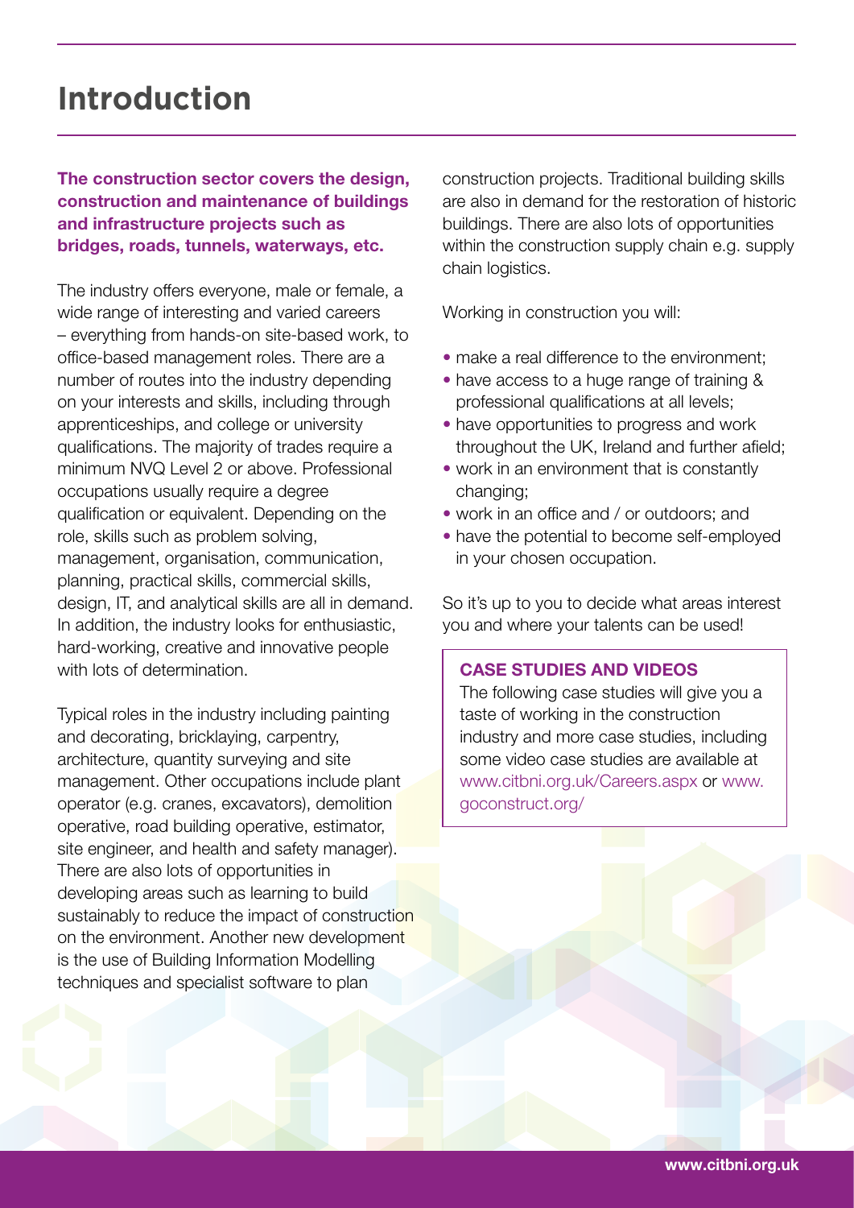# Introduction

**The construction sector covers the design, construction and maintenance of buildings and infrastructure projects such as bridges, roads, tunnels, waterways, etc.**

The industry offers everyone, male or female, a wide range of interesting and varied careers – everything from hands-on site-based work, to office-based management roles. There are a number of routes into the industry depending on your interests and skills, including through apprenticeships, and college or university qualifications. The majority of trades require a minimum NVQ Level 2 or above. Professional occupations usually require a degree qualification or equivalent. Depending on the role, skills such as problem solving, management, organisation, communication, planning, practical skills, commercial skills, design, IT, and analytical skills are all in demand. In addition, the industry looks for enthusiastic, hard-working, creative and innovative people with lots of determination.

Typical roles in the industry including painting and decorating, bricklaying, carpentry, architecture, quantity surveying and site management. Other occupations include plant operator (e.g. cranes, excavators), demolition operative, road building operative, estimator, site engineer, and health and safety manager). There are also lots of opportunities in developing areas such as learning to build sustainably to reduce the impact of construction on the environment. Another new development is the use of Building Information Modelling techniques and specialist software to plan construction projects. Traditional building skills are also in demand for the restoration of historic buildings. There are also lots of opportunities within the construction supply chain e.g. supply chain logistics.

Working in construction you will:

- make a real difference to the environment;
- have access to a huge range of training & professional qualifications at all levels;
- have opportunities to progress and work throughout the UK, Ireland and further afield;
- work in an environment that is constantly changing;
- work in an office and / or outdoors; and
- have the potential to become self-employed in your chosen occupation.

So it's up to you to decide what areas interest you and where your talents can be used!

**CASE STUDIES AND VIDEOS**

The following case studies will give you a taste of working in the construction industry and more case studies, including some video case studies are available at www.citbni.org.uk/Careers.aspx or www.goconstruct.org/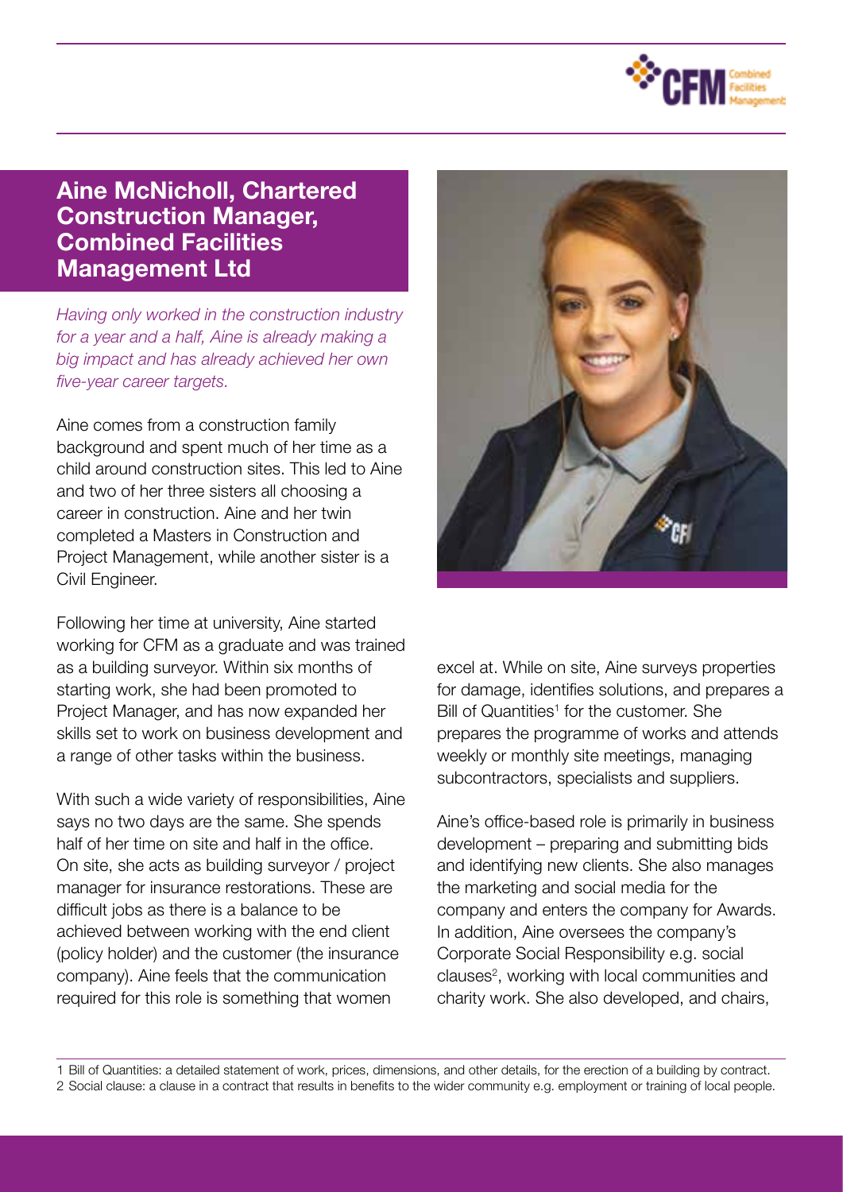## Aine McNicholl, Chartered Construction Manager, Combined Facilities Management Ltd

*Having only worked in the construction industry for a year and a half, Aine is already making a big impact and has already achieved her own five-year career targets.*

Aine comes from a construction family background and spent much of her time as a child around construction sites. This led to Aine and two of her three sisters all choosing a career in construction. Aine and her twin completed a Masters in Construction and Project Management, while another sister is a Civil Engineer.

Following her time at university, Aine started working for CFM as a graduate and was trained as a building surveyor. Within six months of starting work, she had been promoted to Project Manager, and has now expanded her skills set to work on business development and a range of other tasks within the business.

With such a wide variety of responsibilities, Aine says no two days are the same. She spends half of her time on site and half in the office. On site, she acts as building surveyor / project manager for insurance restorations. These are difficult jobs as there is a balance to be achieved between working with the end client (policy holder) and the customer (the insurance company). Aine feels that the communication required for this role is something that women excel at. While on site, Aine surveys properties for damage, identifies solutions, and prepares a Bill of Quantities[1] for the customer. She prepares the programme of works and attends weekly or monthly site meetings, managing subcontractors, specialists and suppliers.

Aine's office-based role is primarily in business development – preparing and submitting bids and identifying new clients. She also manages the marketing and social media for the company and enters the company for Awards. In addition, Aine oversees the company's Corporate Social Responsibility e.g. social clauses[2], working with local communities and charity work. She also developed, and chairs,

1 Bill of Quantities: a detailed statement of work, prices, dimensions, and other details, for the erection of a building by contract.

2 Social clause: a clause in a contract that results in benefits to the wider community e.g. employment or training of local people.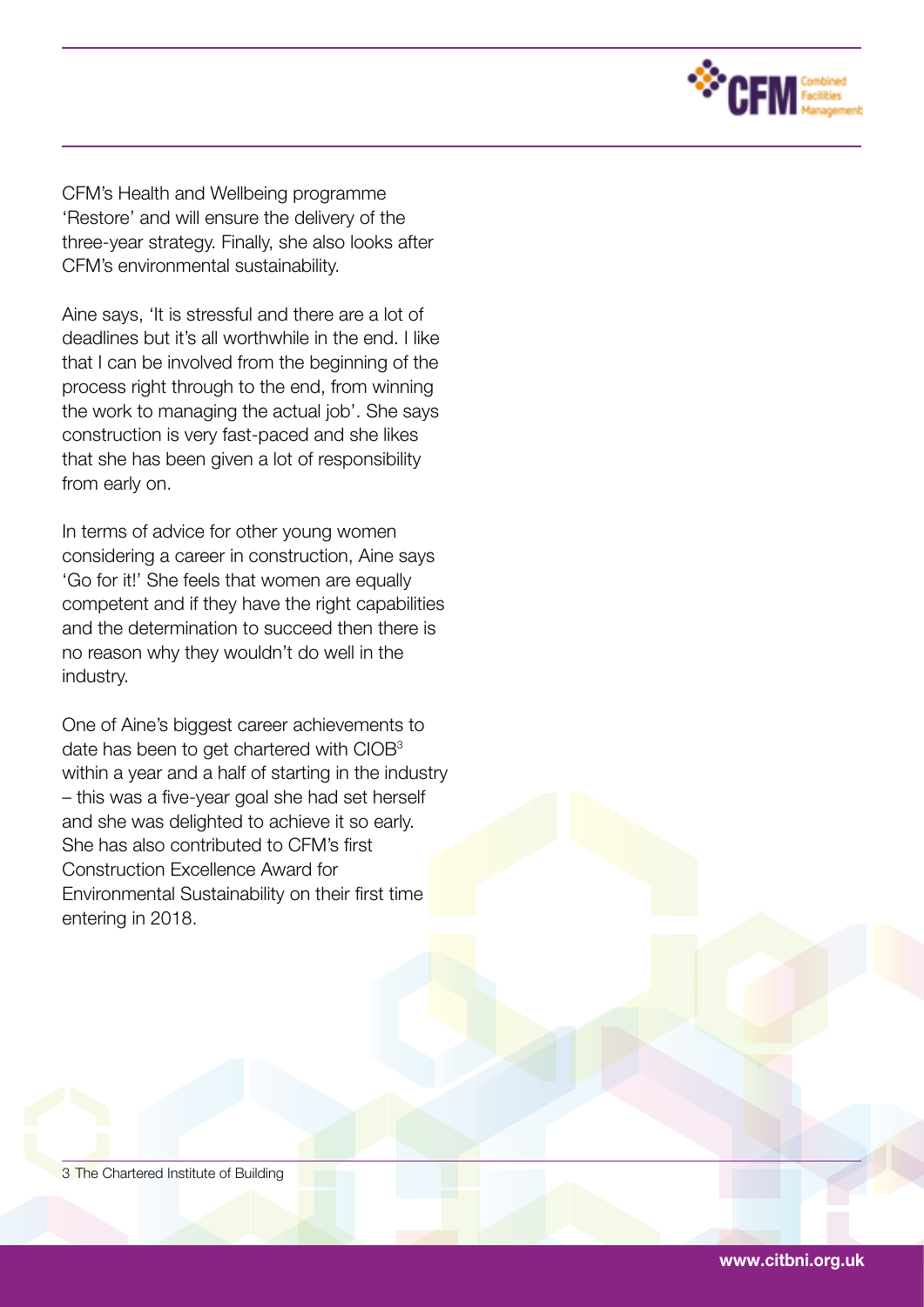CFM's Health and Wellbeing programme 'Restore' and will ensure the delivery of the three-year strategy. Finally, she also looks after CFM's environmental sustainability.

Aine says, 'It is stressful and there are a lot of deadlines but it's all worthwhile in the end. I like that I can be involved from the beginning of the process right through to the end, from winning the work to managing the actual job'. She says construction is very fast-paced and she likes that she has been given a lot of responsibility from early on.

In terms of advice for other young women considering a career in construction, Aine says 'Go for it!' She feels that women are equally competent and if they have the right capabilities and the determination to succeed then there is no reason why they wouldn't do well in the industry.

One of Aine's biggest career achievements to date has been to get chartered with CIOB[3] within a year and a half of starting in the industry – this was a five-year goal she had set herself and she was delighted to achieve it so early. She has also contributed to CFM's first Construction Excellence Award for Environmental Sustainability on their first time entering in 2018.

3 The Chartered Institute of Building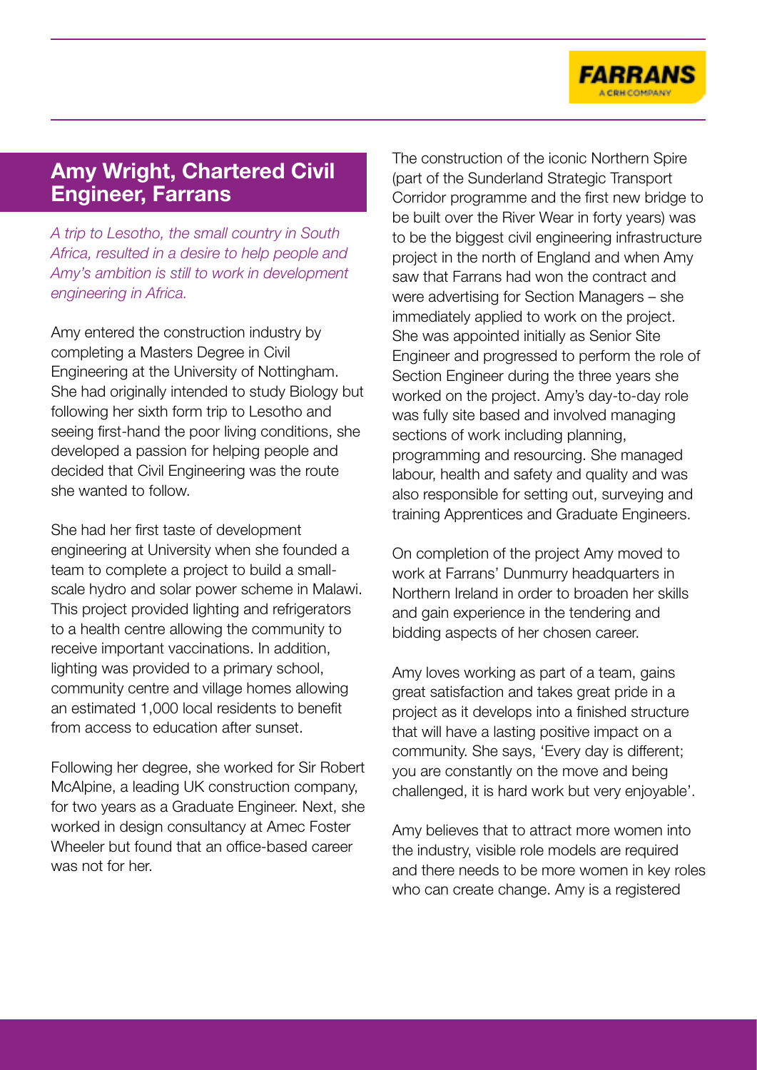## Amy Wright, Chartered Civil Engineer, Farrans

*A trip to Lesotho, the small country in South Africa, resulted in a desire to help people and Amy's ambition is still to work in development engineering in Africa.*

Amy entered the construction industry by completing a Masters Degree in Civil Engineering at the University of Nottingham. She had originally intended to study Biology but following her sixth form trip to Lesotho and seeing first-hand the poor living conditions, she developed a passion for helping people and decided that Civil Engineering was the route she wanted to follow.

She had her first taste of development engineering at University when she founded a team to complete a project to build a small-scale hydro and solar power scheme in Malawi. This project provided lighting and refrigerators to a health centre allowing the community to receive important vaccinations. In addition, lighting was provided to a primary school, community centre and village homes allowing an estimated 1,000 local residents to benefit from access to education after sunset.

Following her degree, she worked for Sir Robert McAlpine, a leading UK construction company, for two years as a Graduate Engineer. Next, she worked in design consultancy at Amec Foster Wheeler but found that an office-based career was not for her.

The construction of the iconic Northern Spire (part of the Sunderland Strategic Transport Corridor programme and the first new bridge to be built over the River Wear in forty years) was to be the biggest civil engineering infrastructure project in the north of England and when Amy saw that Farrans had won the contract and were advertising for Section Managers – she immediately applied to work on the project. She was appointed initially as Senior Site Engineer and progressed to perform the role of Section Engineer during the three years she worked on the project. Amy's day-to-day role was fully site based and involved managing sections of work including planning, programming and resourcing. She managed labour, health and safety and quality and was also responsible for setting out, surveying and training Apprentices and Graduate Engineers.

On completion of the project Amy moved to work at Farrans' Dunmurry headquarters in Northern Ireland in order to broaden her skills and gain experience in the tendering and bidding aspects of her chosen career.

Amy loves working as part of a team, gains great satisfaction and takes great pride in a project as it develops into a finished structure that will have a lasting positive impact on a community. She says, 'Every day is different; you are constantly on the move and being challenged, it is hard work but very enjoyable'.

Amy believes that to attract more women into the industry, visible role models are required and there needs to be more women in key roles who can create change. Amy is a registered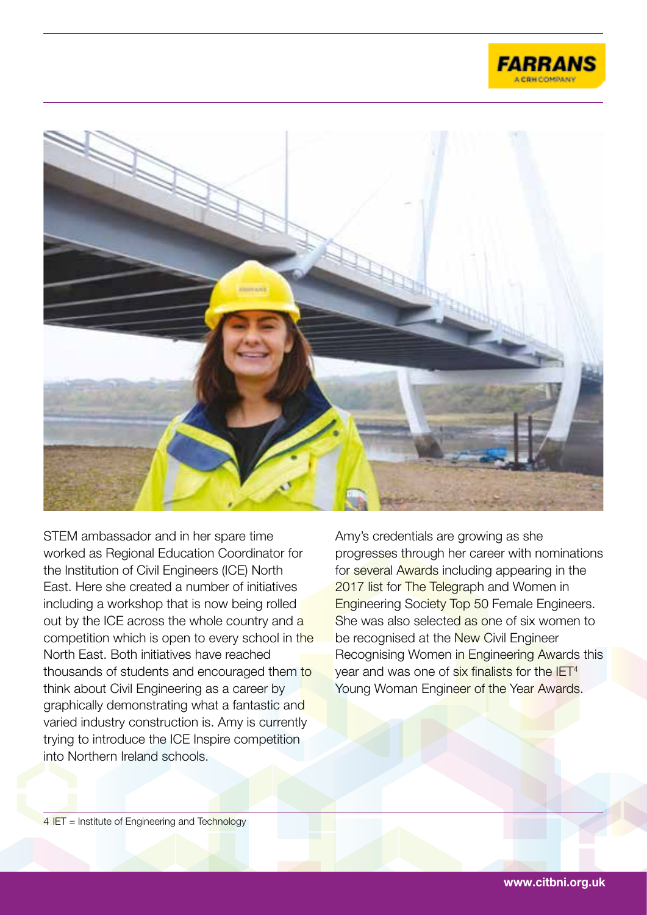STEM ambassador and in her spare time worked as Regional Education Coordinator for the Institution of Civil Engineers (ICE) North East. Here she created a number of initiatives including a workshop that is now being rolled out by the ICE across the whole country and a competition which is open to every school in the North East. Both initiatives have reached thousands of students and encouraged them to think about Civil Engineering as a career by graphically demonstrating what a fantastic and varied industry construction is. Amy is currently trying to introduce the ICE Inspire competition into Northern Ireland schools.

Amy's credentials are growing as she progresses through her career with nominations for several Awards including appearing in the 2017 list for The Telegraph and Women in Engineering Society Top 50 Female Engineers. She was also selected as one of six women to be recognised at the New Civil Engineer Recognising Women in Engineering Awards this year and was one of six finalists for the IET[4] Young Woman Engineer of the Year Awards.

4 IET = Institute of Engineering and Technology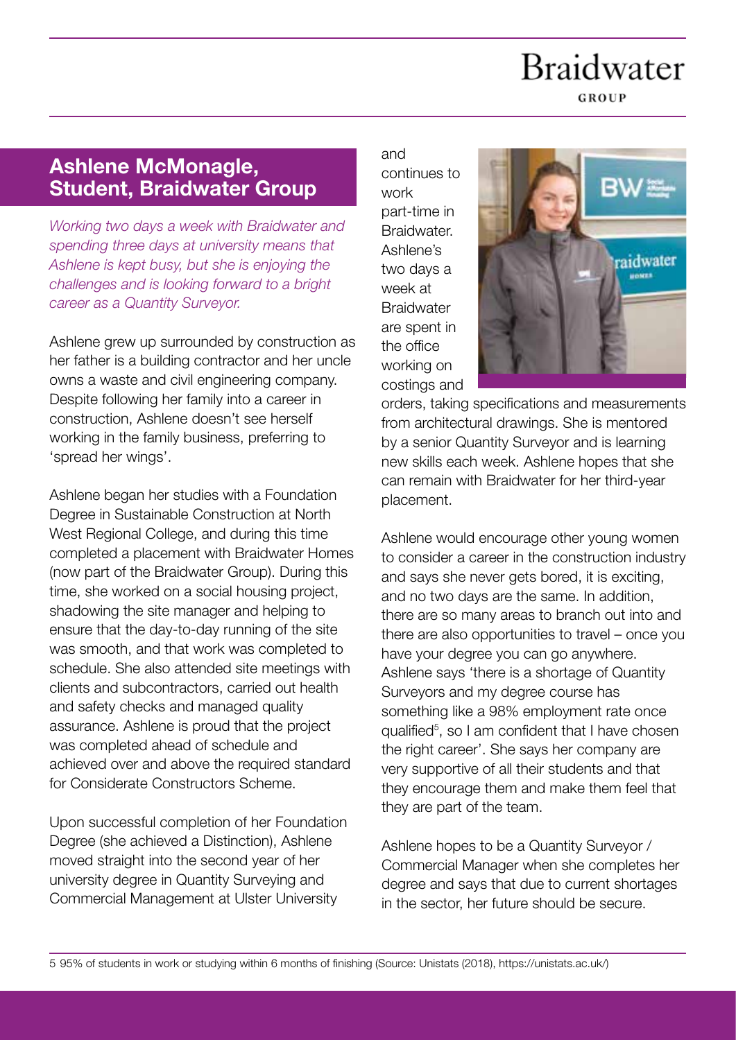## Ashlene McMonagle, Student, Braidwater Group

*Working two days a week with Braidwater and spending three days at university means that Ashlene is kept busy, but she is enjoying the challenges and is looking forward to a bright career as a Quantity Surveyor.*

Ashlene grew up surrounded by construction as her father is a building contractor and her uncle owns a waste and civil engineering company. Despite following her family into a career in construction, Ashlene doesn't see herself working in the family business, preferring to 'spread her wings'.

Ashlene began her studies with a Foundation Degree in Sustainable Construction at North West Regional College, and during this time completed a placement with Braidwater Homes (now part of the Braidwater Group). During this time, she worked on a social housing project, shadowing the site manager and helping to ensure that the day-to-day running of the site was smooth, and that work was completed to schedule. She also attended site meetings with clients and subcontractors, carried out health and safety checks and managed quality assurance. Ashlene is proud that the project was completed ahead of schedule and achieved over and above the required standard for Considerate Constructors Scheme.

Upon successful completion of her Foundation Degree (she achieved a Distinction), Ashlene moved straight into the second year of her university degree in Quantity Surveying and Commercial Management at Ulster University and continues to work part-time in Braidwater. Ashlene's two days a week at Braidwater are spent in the office working on costings and orders, taking specifications and measurements from architectural drawings. She is mentored by a senior Quantity Surveyor and is learning new skills each week. Ashlene hopes that she can remain with Braidwater for her third-year placement.

Ashlene would encourage other young women to consider a career in the construction industry and says she never gets bored, it is exciting, and no two days are the same. In addition, there are so many areas to branch out into and there are also opportunities to travel – once you have your degree you can go anywhere. Ashlene says 'there is a shortage of Quantity Surveyors and my degree course has something like a 98% employment rate once qualified[5], so I am confident that I have chosen the right career'. She says her company are very supportive of all their students and that they encourage them and make them feel that they are part of the team.

Ashlene hopes to be a Quantity Surveyor / Commercial Manager when she completes her degree and says that due to current shortages in the sector, her future should be secure.

5 95% of students in work or studying within 6 months of finishing (Source: Unistats (2018), https://unistats.ac.uk/)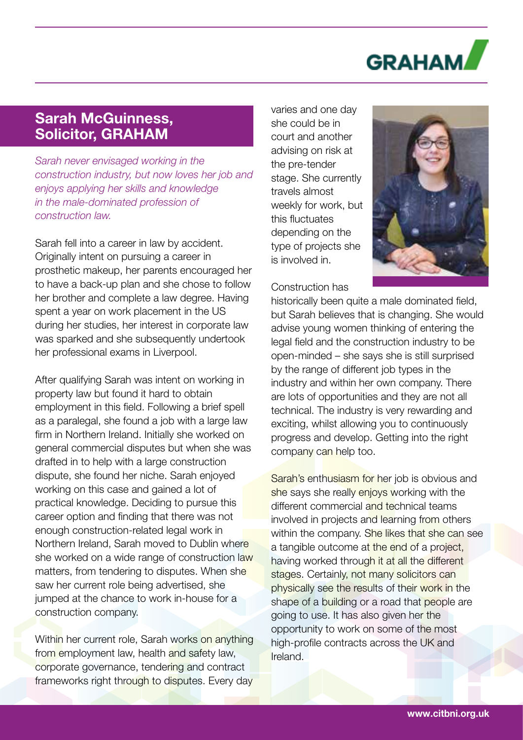## Sarah McGuinness, Solicitor, GRAHAM

*Sarah never envisaged working in the construction industry, but now loves her job and enjoys applying her skills and knowledge in the male-dominated profession of construction law.*

Sarah fell into a career in law by accident. Originally intent on pursuing a career in prosthetic makeup, her parents encouraged her to have a back-up plan and she chose to follow her brother and complete a law degree. Having spent a year on work placement in the US during her studies, her interest in corporate law was sparked and she subsequently undertook her professional exams in Liverpool.

After qualifying Sarah was intent on working in property law but found it hard to obtain employment in this field. Following a brief spell as a paralegal, she found a job with a large law firm in Northern Ireland. Initially she worked on general commercial disputes but when she was drafted in to help with a large construction dispute, she found her niche. Sarah enjoyed working on this case and gained a lot of practical knowledge. Deciding to pursue this career option and finding that there was not enough construction-related legal work in Northern Ireland, Sarah moved to Dublin where she worked on a wide range of construction law matters, from tendering to disputes. When she saw her current role being advertised, she jumped at the chance to work in-house for a construction company.

Within her current role, Sarah works on anything from employment law, health and safety law, corporate governance, tendering and contract frameworks right through to disputes. Every day varies and one day she could be in court and another advising on risk at the pre-tender stage. She currently travels almost weekly for work, but this fluctuates depending on the type of projects she is involved in.

Construction has historically been quite a male dominated field, but Sarah believes that is changing. She would advise young women thinking of entering the legal field and the construction industry to be open-minded – she says she is still surprised by the range of different job types in the industry and within her own company. There are lots of opportunities and they are not all technical. The industry is very rewarding and exciting, whilst allowing you to continuously progress and develop. Getting into the right company can help too.

Sarah's enthusiasm for her job is obvious and she says she really enjoys working with the different commercial and technical teams involved in projects and learning from others within the company. She likes that she can see a tangible outcome at the end of a project, having worked through it at all the different stages. Certainly, not many solicitors can physically see the results of their work in the shape of a building or a road that people are going to use. It has also given her the opportunity to work on some of the most high-profile contracts across the UK and Ireland.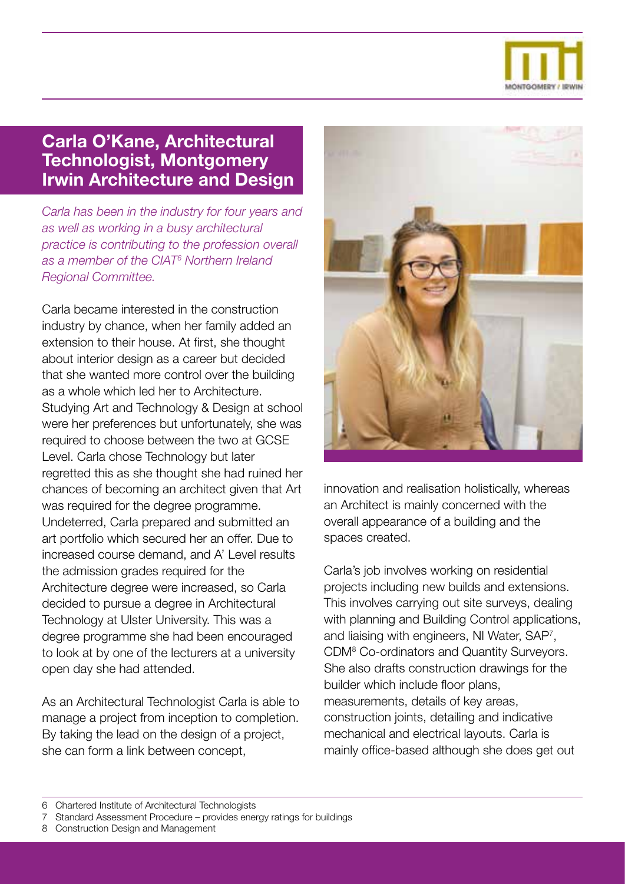## Carla O'Kane, Architectural Technologist, Montgomery Irwin Architecture and Design

*Carla has been in the industry for four years and as well as working in a busy architectural practice is contributing to the profession overall as a member of the CIAT[6] Northern Ireland Regional Committee.*

Carla became interested in the construction industry by chance, when her family added an extension to their house. At first, she thought about interior design as a career but decided that she wanted more control over the building as a whole which led her to Architecture. Studying Art and Technology & Design at school were her preferences but unfortunately, she was required to choose between the two at GCSE Level. Carla chose Technology but later regretted this as she thought she had ruined her chances of becoming an architect given that Art was required for the degree programme. Undeterred, Carla prepared and submitted an art portfolio which secured her an offer. Due to increased course demand, and A' Level results the admission grades required for the Architecture degree were increased, so Carla decided to pursue a degree in Architectural Technology at Ulster University. This was a degree programme she had been encouraged to look at by one of the lecturers at a university open day she had attended.

As an Architectural Technologist Carla is able to manage a project from inception to completion. By taking the lead on the design of a project, she can form a link between concept, innovation and realisation holistically, whereas an Architect is mainly concerned with the overall appearance of a building and the spaces created.

Carla's job involves working on residential projects including new builds and extensions. This involves carrying out site surveys, dealing with planning and Building Control applications, and liaising with engineers, NI Water, SAP[7], CDM[8] Co-ordinators and Quantity Surveyors. She also drafts construction drawings for the builder which include floor plans, measurements, details of key areas, construction joints, detailing and indicative mechanical and electrical layouts. Carla is mainly office-based although she does get out

6 Chartered Institute of Architectural Technologists
7 Standard Assessment Procedure – provides energy ratings for buildings
8 Construction Design and Management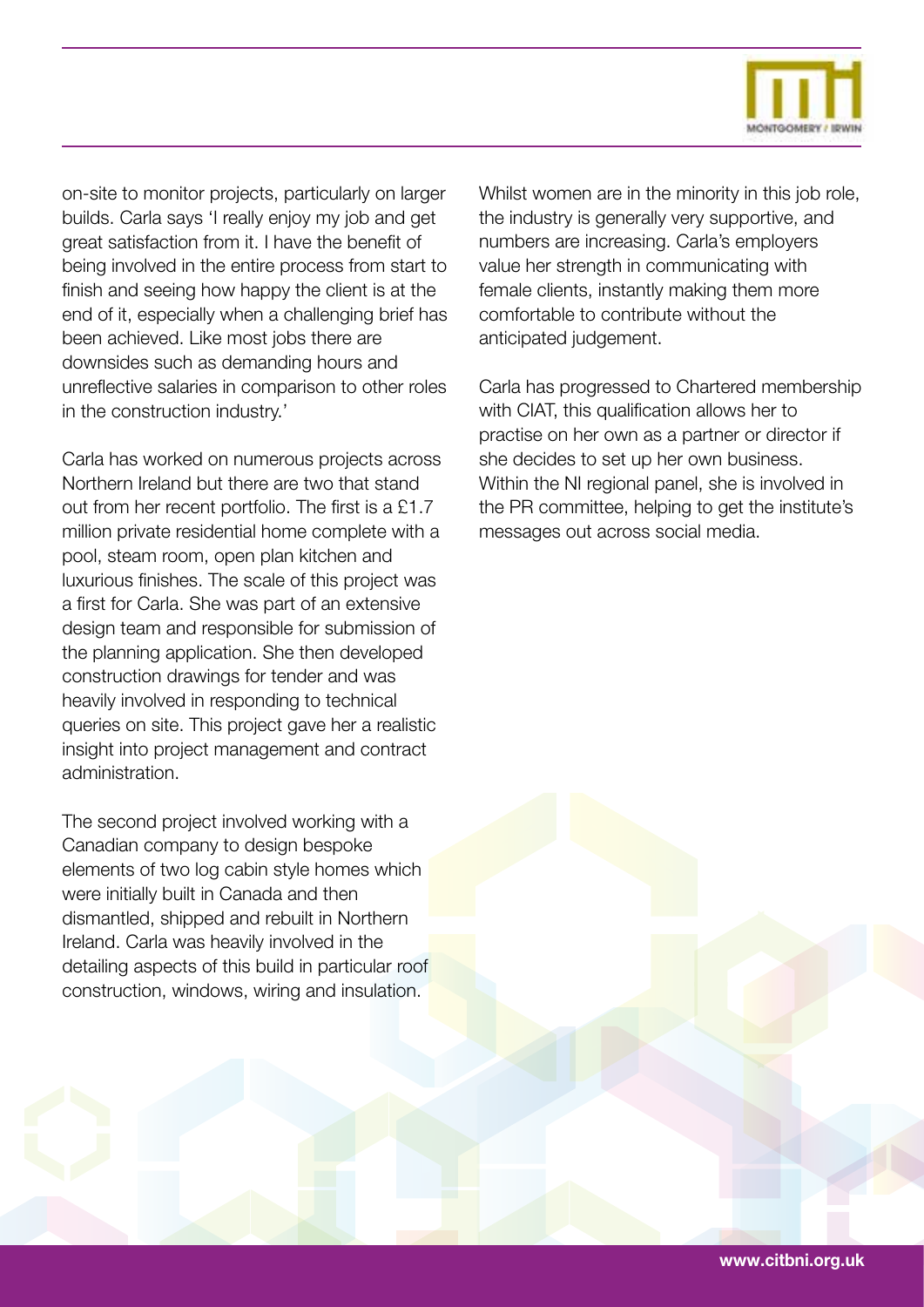on-site to monitor projects, particularly on larger builds. Carla says 'I really enjoy my job and get great satisfaction from it. I have the benefit of being involved in the entire process from start to finish and seeing how happy the client is at the end of it, especially when a challenging brief has been achieved. Like most jobs there are downsides such as demanding hours and unreflective salaries in comparison to other roles in the construction industry.'

Carla has worked on numerous projects across Northern Ireland but there are two that stand out from her recent portfolio. The first is a £1.7 million private residential home complete with a pool, steam room, open plan kitchen and luxurious finishes. The scale of this project was a first for Carla. She was part of an extensive design team and responsible for submission of the planning application. She then developed construction drawings for tender and was heavily involved in responding to technical queries on site. This project gave her a realistic insight into project management and contract administration.

The second project involved working with a Canadian company to design bespoke elements of two log cabin style homes which were initially built in Canada and then dismantled, shipped and rebuilt in Northern Ireland. Carla was heavily involved in the detailing aspects of this build in particular roof construction, windows, wiring and insulation.

Whilst women are in the minority in this job role, the industry is generally very supportive, and numbers are increasing. Carla's employers value her strength in communicating with female clients, instantly making them more comfortable to contribute without the anticipated judgement.

Carla has progressed to Chartered membership with CIAT, this qualification allows her to practise on her own as a partner or director if she decides to set up her own business. Within the NI regional panel, she is involved in the PR committee, helping to get the institute's messages out across social media.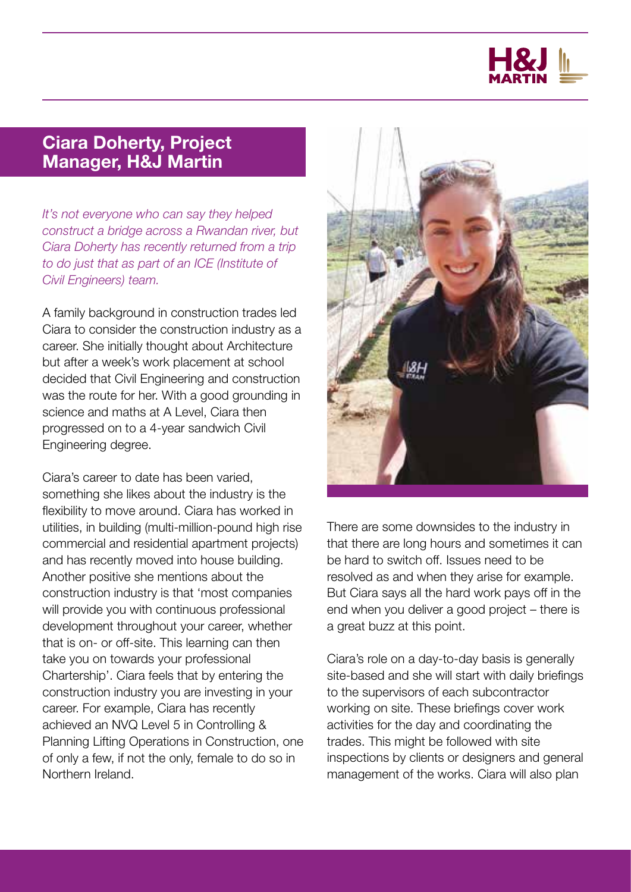## Ciara Doherty, Project Manager, H&J Martin

*It's not everyone who can say they helped construct a bridge across a Rwandan river, but Ciara Doherty has recently returned from a trip to do just that as part of an ICE (Institute of Civil Engineers) team.*

A family background in construction trades led Ciara to consider the construction industry as a career. She initially thought about Architecture but after a week's work placement at school decided that Civil Engineering and construction was the route for her. With a good grounding in science and maths at A Level, Ciara then progressed on to a 4-year sandwich Civil Engineering degree.

Ciara's career to date has been varied, something she likes about the industry is the flexibility to move around. Ciara has worked in utilities, in building (multi-million-pound high rise commercial and residential apartment projects) and has recently moved into house building. Another positive she mentions about the construction industry is that 'most companies will provide you with continuous professional development throughout your career, whether that is on- or off-site. This learning can then take you on towards your professional Chartership'. Ciara feels that by entering the construction industry you are investing in your career. For example, Ciara has recently achieved an NVQ Level 5 in Controlling & Planning Lifting Operations in Construction, one of only a few, if not the only, female to do so in Northern Ireland.

There are some downsides to the industry in that there are long hours and sometimes it can be hard to switch off. Issues need to be resolved as and when they arise for example. But Ciara says all the hard work pays off in the end when you deliver a good project – there is a great buzz at this point.

Ciara's role on a day-to-day basis is generally site-based and she will start with daily briefings to the supervisors of each subcontractor working on site. These briefings cover work activities for the day and coordinating the trades. This might be followed with site inspections by clients or designers and general management of the works. Ciara will also plan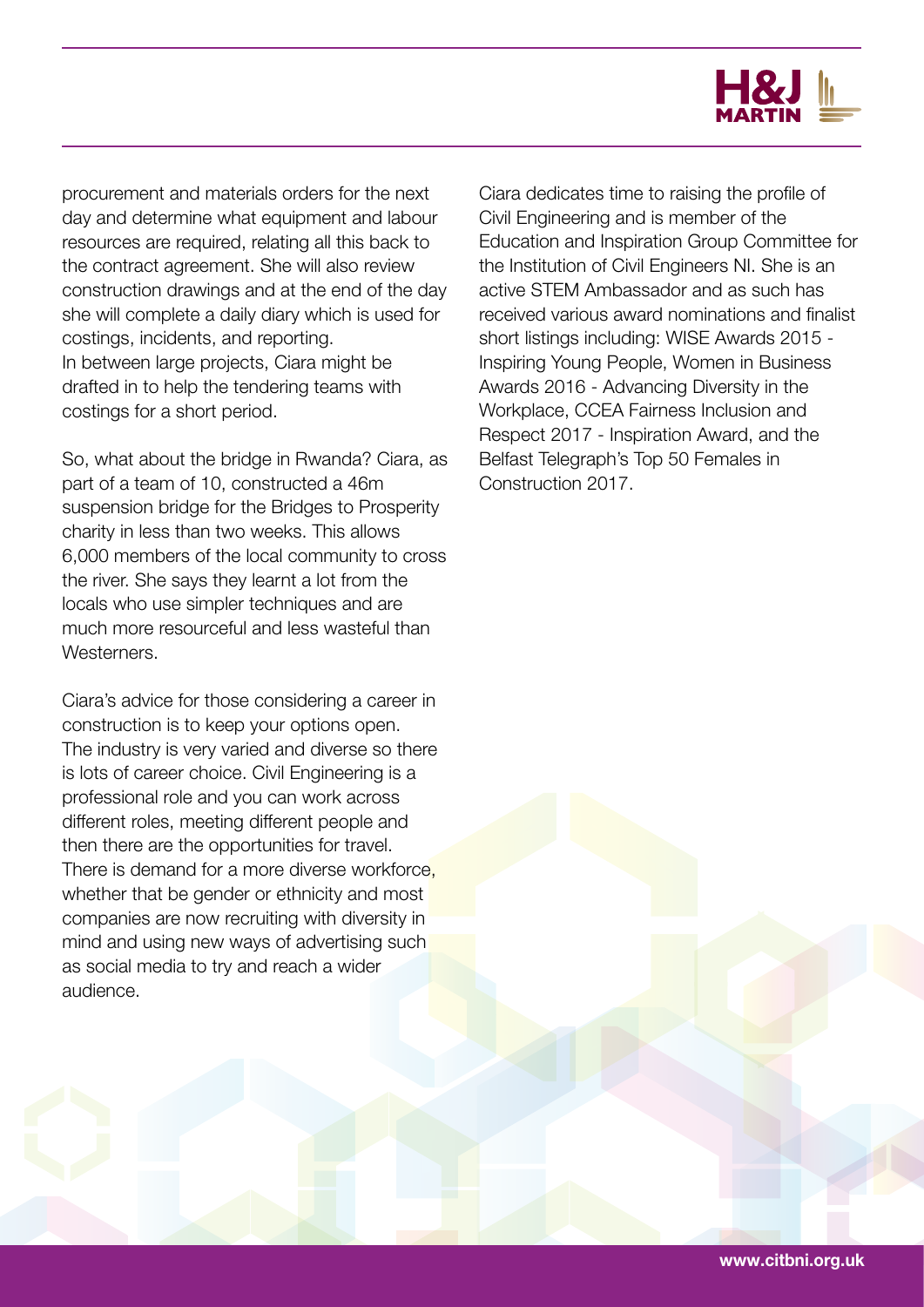procurement and materials orders for the next day and determine what equipment and labour resources are required, relating all this back to the contract agreement. She will also review construction drawings and at the end of the day she will complete a daily diary which is used for costings, incidents, and reporting.
In between large projects, Ciara might be drafted in to help the tendering teams with costings for a short period.

So, what about the bridge in Rwanda? Ciara, as part of a team of 10, constructed a 46m suspension bridge for the Bridges to Prosperity charity in less than two weeks. This allows 6,000 members of the local community to cross the river. She says they learnt a lot from the locals who use simpler techniques and are much more resourceful and less wasteful than Westerners.

Ciara's advice for those considering a career in construction is to keep your options open. The industry is very varied and diverse so there is lots of career choice. Civil Engineering is a professional role and you can work across different roles, meeting different people and then there are the opportunities for travel. There is demand for a more diverse workforce, whether that be gender or ethnicity and most companies are now recruiting with diversity in mind and using new ways of advertising such as social media to try and reach a wider audience.

Ciara dedicates time to raising the profile of Civil Engineering and is member of the Education and Inspiration Group Committee for the Institution of Civil Engineers NI. She is an active STEM Ambassador and as such has received various award nominations and finalist short listings including: WISE Awards 2015 - Inspiring Young People, Women in Business Awards 2016 - Advancing Diversity in the Workplace, CCEA Fairness Inclusion and Respect 2017 - Inspiration Award, and the Belfast Telegraph's Top 50 Females in Construction 2017.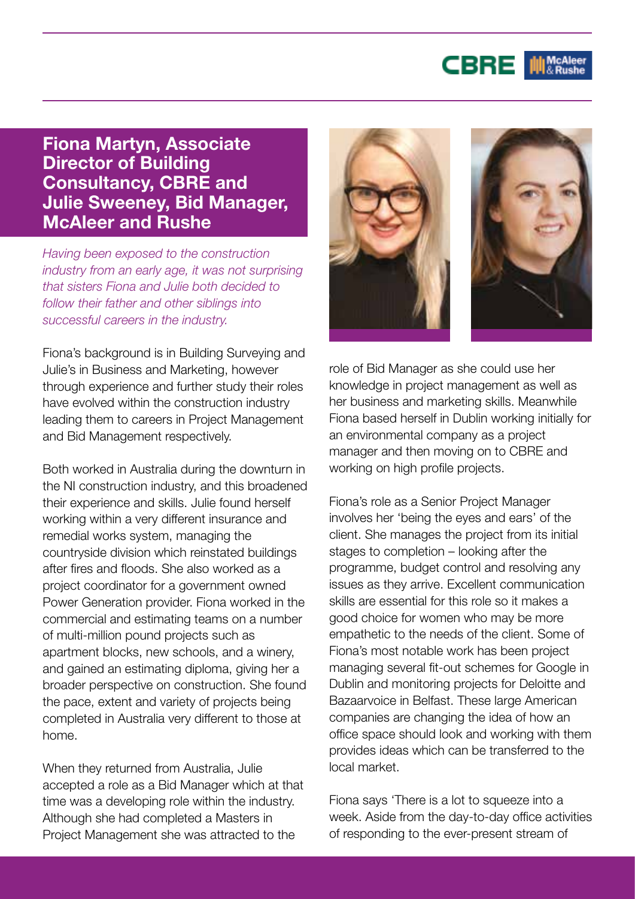## Fiona Martyn, Associate Director of Building Consultancy, CBRE and Julie Sweeney, Bid Manager, McAleer and Rushe

*Having been exposed to the construction industry from an early age, it was not surprising that sisters Fiona and Julie both decided to follow their father and other siblings into successful careers in the industry.*

Fiona's background is in Building Surveying and Julie's in Business and Marketing, however through experience and further study their roles have evolved within the construction industry leading them to careers in Project Management and Bid Management respectively.

Both worked in Australia during the downturn in the NI construction industry, and this broadened their experience and skills. Julie found herself working within a very different insurance and remedial works system, managing the countryside division which reinstated buildings after fires and floods. She also worked as a project coordinator for a government owned Power Generation provider. Fiona worked in the commercial and estimating teams on a number of multi-million pound projects such as apartment blocks, new schools, and a winery, and gained an estimating diploma, giving her a broader perspective on construction. She found the pace, extent and variety of projects being completed in Australia very different to those at home.

When they returned from Australia, Julie accepted a role as a Bid Manager which at that time was a developing role within the industry. Although she had completed a Masters in Project Management she was attracted to the role of Bid Manager as she could use her knowledge in project management as well as her business and marketing skills. Meanwhile Fiona based herself in Dublin working initially for an environmental company as a project manager and then moving on to CBRE and working on high profile projects.

Fiona's role as a Senior Project Manager involves her 'being the eyes and ears' of the client. She manages the project from its initial stages to completion – looking after the programme, budget control and resolving any issues as they arrive. Excellent communication skills are essential for this role so it makes a good choice for women who may be more empathetic to the needs of the client. Some of Fiona's most notable work has been project managing several fit-out schemes for Google in Dublin and monitoring projects for Deloitte and Bazaarvoice in Belfast. These large American companies are changing the idea of how an office space should look and working with them provides ideas which can be transferred to the local market.

Fiona says 'There is a lot to squeeze into a week. Aside from the day-to-day office activities of responding to the ever-present stream of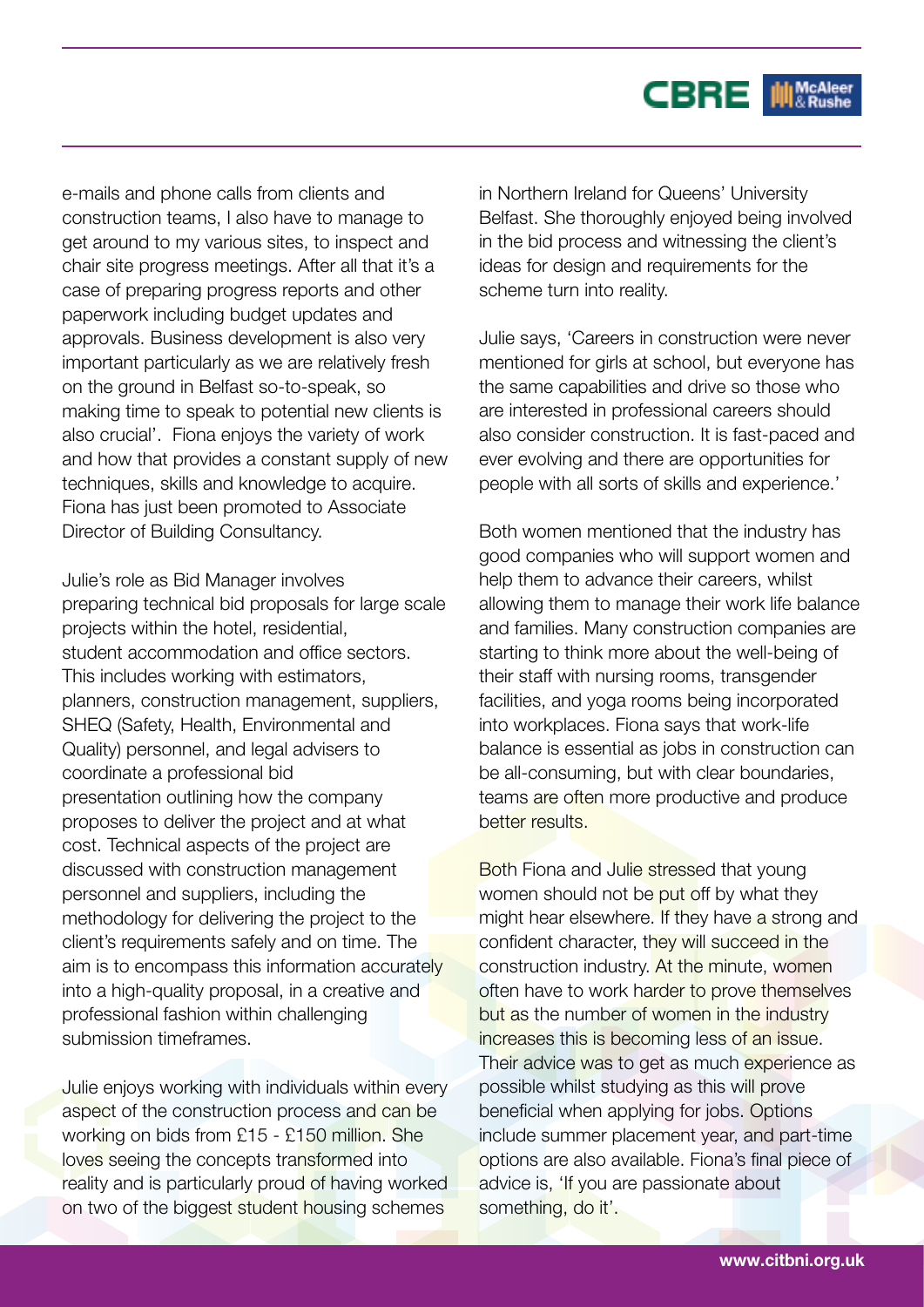e-mails and phone calls from clients and construction teams, I also have to manage to get around to my various sites, to inspect and chair site progress meetings. After all that it's a case of preparing progress reports and other paperwork including budget updates and approvals. Business development is also very important particularly as we are relatively fresh on the ground in Belfast so-to-speak, so making time to speak to potential new clients is also crucial'. Fiona enjoys the variety of work and how that provides a constant supply of new techniques, skills and knowledge to acquire. Fiona has just been promoted to Associate Director of Building Consultancy.

Julie's role as Bid Manager involves preparing technical bid proposals for large scale projects within the hotel, residential, student accommodation and office sectors. This includes working with estimators, planners, construction management, suppliers, SHEQ (Safety, Health, Environmental and Quality) personnel, and legal advisers to coordinate a professional bid presentation outlining how the company proposes to deliver the project and at what cost. Technical aspects of the project are discussed with construction management personnel and suppliers, including the methodology for delivering the project to the client's requirements safely and on time. The aim is to encompass this information accurately into a high-quality proposal, in a creative and professional fashion within challenging submission timeframes.

Julie enjoys working with individuals within every aspect of the construction process and can be working on bids from £15 - £150 million. She loves seeing the concepts transformed into reality and is particularly proud of having worked on two of the biggest student housing schemes in Northern Ireland for Queens' University Belfast. She thoroughly enjoyed being involved in the bid process and witnessing the client's ideas for design and requirements for the scheme turn into reality.

Julie says, 'Careers in construction were never mentioned for girls at school, but everyone has the same capabilities and drive so those who are interested in professional careers should also consider construction. It is fast-paced and ever evolving and there are opportunities for people with all sorts of skills and experience.'

Both women mentioned that the industry has good companies who will support women and help them to advance their careers, whilst allowing them to manage their work life balance and families. Many construction companies are starting to think more about the well-being of their staff with nursing rooms, transgender facilities, and yoga rooms being incorporated into workplaces. Fiona says that work-life balance is essential as jobs in construction can be all-consuming, but with clear boundaries, teams are often more productive and produce better results.

Both Fiona and Julie stressed that young women should not be put off by what they might hear elsewhere. If they have a strong and confident character, they will succeed in the construction industry. At the minute, women often have to work harder to prove themselves but as the number of women in the industry increases this is becoming less of an issue. Their advice was to get as much experience as possible whilst studying as this will prove beneficial when applying for jobs. Options include summer placement year, and part-time options are also available. Fiona's final piece of advice is, 'If you are passionate about something, do it'.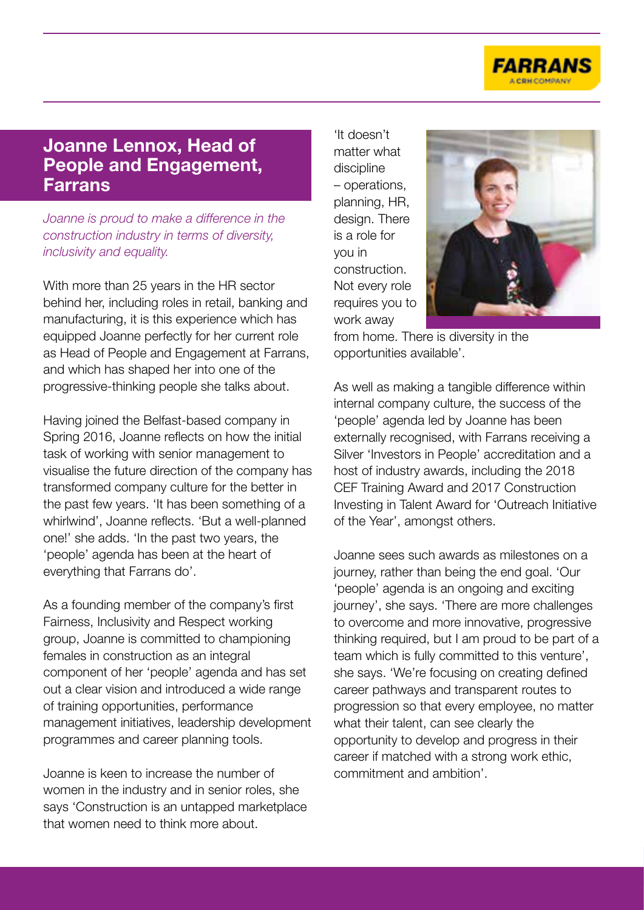## Joanne Lennox, Head of People and Engagement, Farrans

*Joanne is proud to make a difference in the construction industry in terms of diversity, inclusivity and equality.*

With more than 25 years in the HR sector behind her, including roles in retail, banking and manufacturing, it is this experience which has equipped Joanne perfectly for her current role as Head of People and Engagement at Farrans, and which has shaped her into one of the progressive-thinking people she talks about.

Having joined the Belfast-based company in Spring 2016, Joanne reflects on how the initial task of working with senior management to visualise the future direction of the company has transformed company culture for the better in the past few years. 'It has been something of a whirlwind', Joanne reflects. 'But a well-planned one!' she adds. 'In the past two years, the 'people' agenda has been at the heart of everything that Farrans do'.

As a founding member of the company's first Fairness, Inclusivity and Respect working group, Joanne is committed to championing females in construction as an integral component of her 'people' agenda and has set out a clear vision and introduced a wide range of training opportunities, performance management initiatives, leadership development programmes and career planning tools.

Joanne is keen to increase the number of women in the industry and in senior roles, she says 'Construction is an untapped marketplace that women need to think more about. 'It doesn't matter what discipline – operations, planning, HR, design. There is a role for you in construction. Not every role requires you to work away from home. There is diversity in the opportunities available'.

As well as making a tangible difference within internal company culture, the success of the 'people' agenda led by Joanne has been externally recognised, with Farrans receiving a Silver 'Investors in People' accreditation and a host of industry awards, including the 2018 CEF Training Award and 2017 Construction Investing in Talent Award for 'Outreach Initiative of the Year', amongst others.

Joanne sees such awards as milestones on a journey, rather than being the end goal. 'Our 'people' agenda is an ongoing and exciting journey', she says. 'There are more challenges to overcome and more innovative, progressive thinking required, but I am proud to be part of a team which is fully committed to this venture', she says. 'We're focusing on creating defined career pathways and transparent routes to progression so that every employee, no matter what their talent, can see clearly the opportunity to develop and progress in their career if matched with a strong work ethic, commitment and ambition'.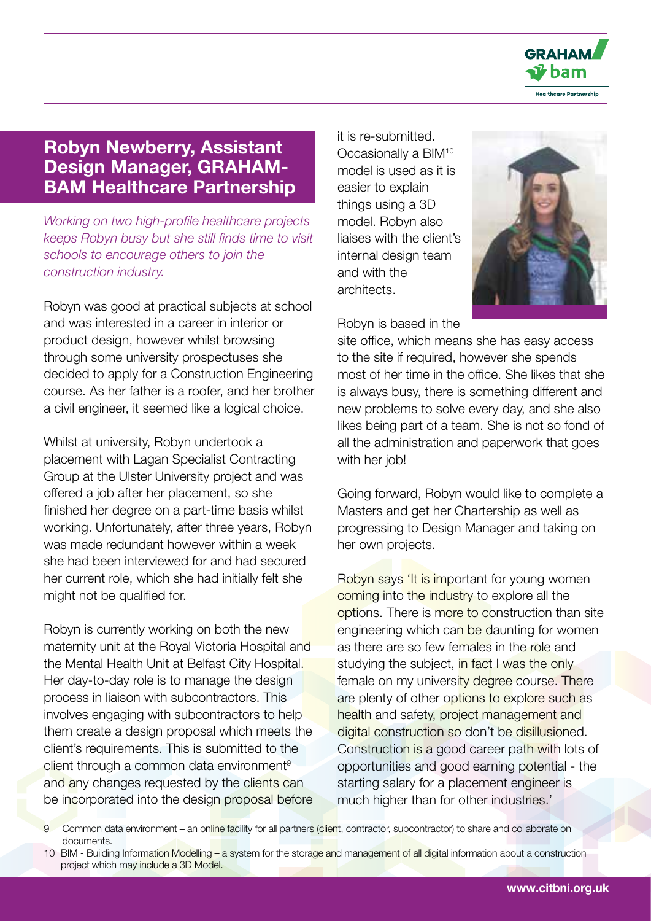## Robyn Newberry, Assistant Design Manager, GRAHAM-BAM Healthcare Partnership

*Working on two high-profile healthcare projects keeps Robyn busy but she still finds time to visit schools to encourage others to join the construction industry.*

Robyn was good at practical subjects at school and was interested in a career in interior or product design, however whilst browsing through some university prospectuses she decided to apply for a Construction Engineering course. As her father is a roofer, and her brother a civil engineer, it seemed like a logical choice.

Whilst at university, Robyn undertook a placement with Lagan Specialist Contracting Group at the Ulster University project and was offered a job after her placement, so she finished her degree on a part-time basis whilst working. Unfortunately, after three years, Robyn was made redundant however within a week she had been interviewed for and had secured her current role, which she had initially felt she might not be qualified for.

Robyn is currently working on both the new maternity unit at the Royal Victoria Hospital and the Mental Health Unit at Belfast City Hospital. Her day-to-day role is to manage the design process in liaison with subcontractors. This involves engaging with subcontractors to help them create a design proposal which meets the client's requirements. This is submitted to the client through a common data environment[9] and any changes requested by the clients can be incorporated into the design proposal before it is re-submitted. Occasionally a BIM[10] model is used as it is easier to explain things using a 3D model. Robyn also liaises with the client's internal design team and with the architects.

Robyn is based in the site office, which means she has easy access to the site if required, however she spends most of her time in the office. She likes that she is always busy, there is something different and new problems to solve every day, and she also likes being part of a team. She is not so fond of all the administration and paperwork that goes with her job!

Going forward, Robyn would like to complete a Masters and get her Chartership as well as progressing to Design Manager and taking on her own projects.

Robyn says 'It is important for young women coming into the industry to explore all the options. There is more to construction than site engineering which can be daunting for women as there are so few females in the role and studying the subject, in fact I was the only female on my university degree course. There are plenty of other options to explore such as health and safety, project management and digital construction so don't be disillusioned. Construction is a good career path with lots of opportunities and good earning potential - the starting salary for a placement engineer is much higher than for other industries.'

9 Common data environment – an online facility for all partners (client, contractor, subcontractor) to share and collaborate on documents.

10 BIM - Building Information Modelling – a system for the storage and management of all digital information about a construction project which may include a 3D Model.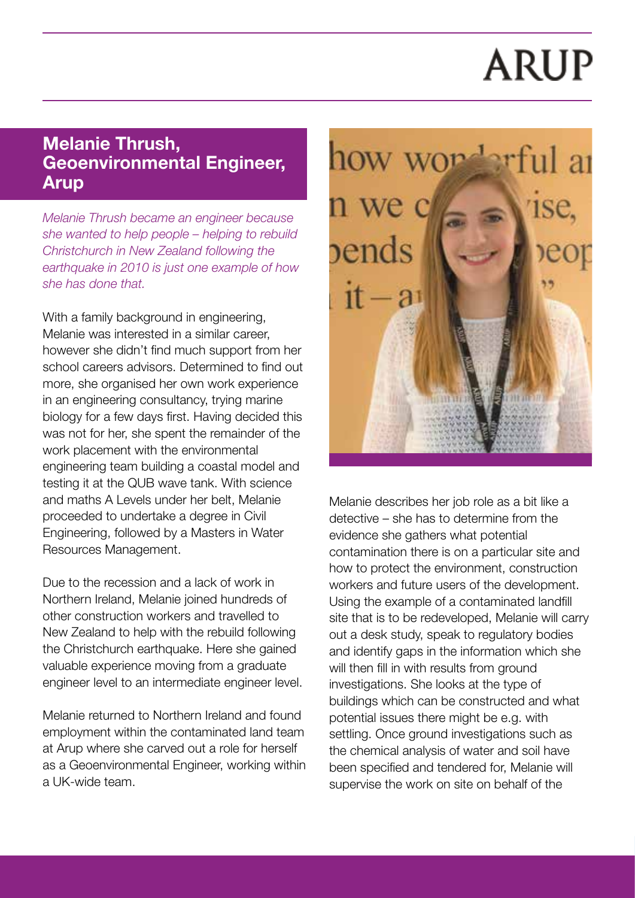## Melanie Thrush, Geoenvironmental Engineer, Arup

*Melanie Thrush became an engineer because she wanted to help people – helping to rebuild Christchurch in New Zealand following the earthquake in 2010 is just one example of how she has done that.*

With a family background in engineering, Melanie was interested in a similar career, however she didn't find much support from her school careers advisors. Determined to find out more, she organised her own work experience in an engineering consultancy, trying marine biology for a few days first. Having decided this was not for her, she spent the remainder of the work placement with the environmental engineering team building a coastal model and testing it at the QUB wave tank. With science and maths A Levels under her belt, Melanie proceeded to undertake a degree in Civil Engineering, followed by a Masters in Water Resources Management.

Due to the recession and a lack of work in Northern Ireland, Melanie joined hundreds of other construction workers and travelled to New Zealand to help with the rebuild following the Christchurch earthquake. Here she gained valuable experience moving from a graduate engineer level to an intermediate engineer level.

Melanie returned to Northern Ireland and found employment within the contaminated land team at Arup where she carved out a role for herself as a Geoenvironmental Engineer, working within a UK-wide team.

Melanie describes her job role as a bit like a detective – she has to determine from the evidence she gathers what potential contamination there is on a particular site and how to protect the environment, construction workers and future users of the development. Using the example of a contaminated landfill site that is to be redeveloped, Melanie will carry out a desk study, speak to regulatory bodies and identify gaps in the information which she will then fill in with results from ground investigations. She looks at the type of buildings which can be constructed and what potential issues there might be e.g. with settling. Once ground investigations such as the chemical analysis of water and soil have been specified and tendered for, Melanie will supervise the work on site on behalf of the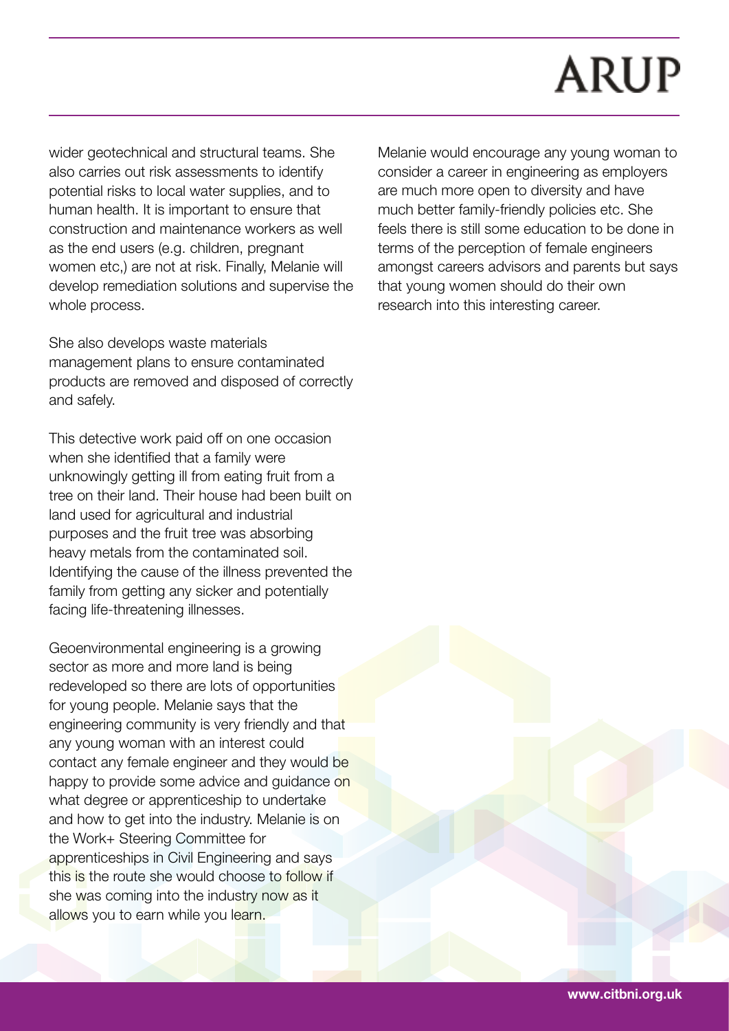wider geotechnical and structural teams. She also carries out risk assessments to identify potential risks to local water supplies, and to human health. It is important to ensure that construction and maintenance workers as well as the end users (e.g. children, pregnant women etc,) are not at risk. Finally, Melanie will develop remediation solutions and supervise the whole process.

She also develops waste materials management plans to ensure contaminated products are removed and disposed of correctly and safely.

This detective work paid off on one occasion when she identified that a family were unknowingly getting ill from eating fruit from a tree on their land. Their house had been built on land used for agricultural and industrial purposes and the fruit tree was absorbing heavy metals from the contaminated soil. Identifying the cause of the illness prevented the family from getting any sicker and potentially facing life-threatening illnesses.

Geoenvironmental engineering is a growing sector as more and more land is being redeveloped so there are lots of opportunities for young people. Melanie says that the engineering community is very friendly and that any young woman with an interest could contact any female engineer and they would be happy to provide some advice and guidance on what degree or apprenticeship to undertake and how to get into the industry. Melanie is on the Work+ Steering Committee for apprenticeships in Civil Engineering and says this is the route she would choose to follow if she was coming into the industry now as it allows you to earn while you learn.

Melanie would encourage any young woman to consider a career in engineering as employers are much more open to diversity and have much better family-friendly policies etc. She feels there is still some education to be done in terms of the perception of female engineers amongst careers advisors and parents but says that young women should do their own research into this interesting career.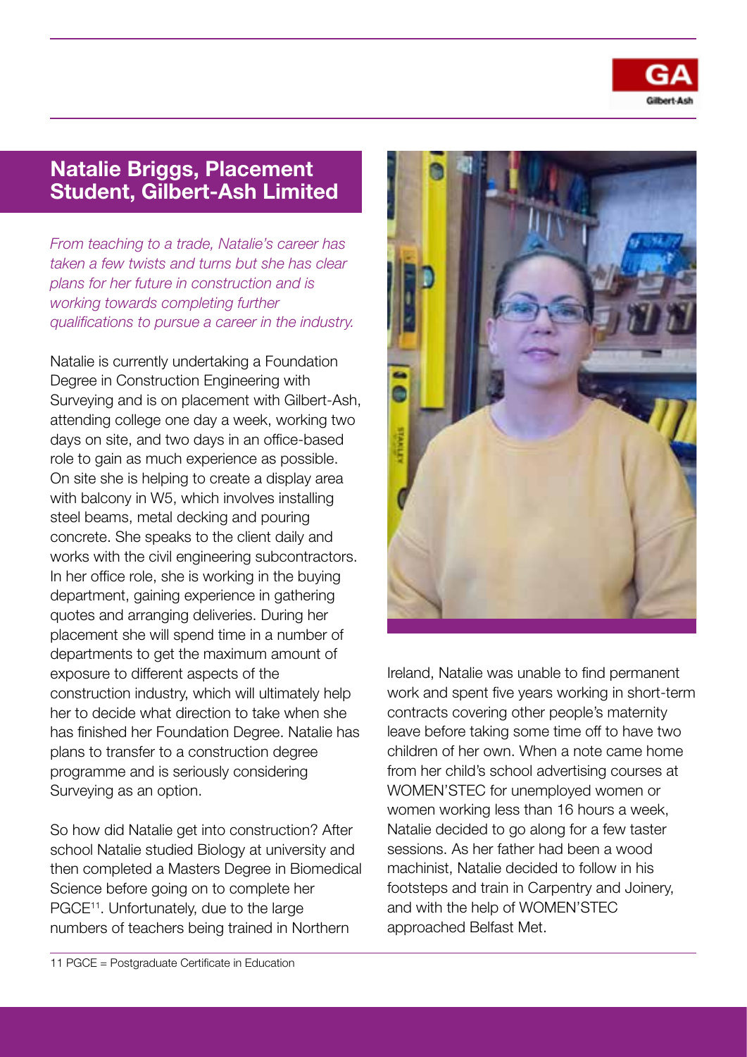## Natalie Briggs, Placement Student, Gilbert-Ash Limited

*From teaching to a trade, Natalie's career has taken a few twists and turns but she has clear plans for her future in construction and is working towards completing further qualifications to pursue a career in the industry.*

Natalie is currently undertaking a Foundation Degree in Construction Engineering with Surveying and is on placement with Gilbert-Ash, attending college one day a week, working two days on site, and two days in an office-based role to gain as much experience as possible. On site she is helping to create a display area with balcony in W5, which involves installing steel beams, metal decking and pouring concrete. She speaks to the client daily and works with the civil engineering subcontractors. In her office role, she is working in the buying department, gaining experience in gathering quotes and arranging deliveries. During her placement she will spend time in a number of departments to get the maximum amount of exposure to different aspects of the construction industry, which will ultimately help her to decide what direction to take when she has finished her Foundation Degree. Natalie has plans to transfer to a construction degree programme and is seriously considering Surveying as an option.

So how did Natalie get into construction? After school Natalie studied Biology at university and then completed a Masters Degree in Biomedical Science before going on to complete her PGCE[11]. Unfortunately, due to the large numbers of teachers being trained in Northern Ireland, Natalie was unable to find permanent work and spent five years working in short-term contracts covering other people's maternity leave before taking some time off to have two children of her own. When a note came home from her child's school advertising courses at WOMEN'STEC for unemployed women or women working less than 16 hours a week, Natalie decided to go along for a few taster sessions. As her father had been a wood machinist, Natalie decided to follow in his footsteps and train in Carpentry and Joinery, and with the help of WOMEN'STEC approached Belfast Met.

11 PGCE = Postgraduate Certificate in Education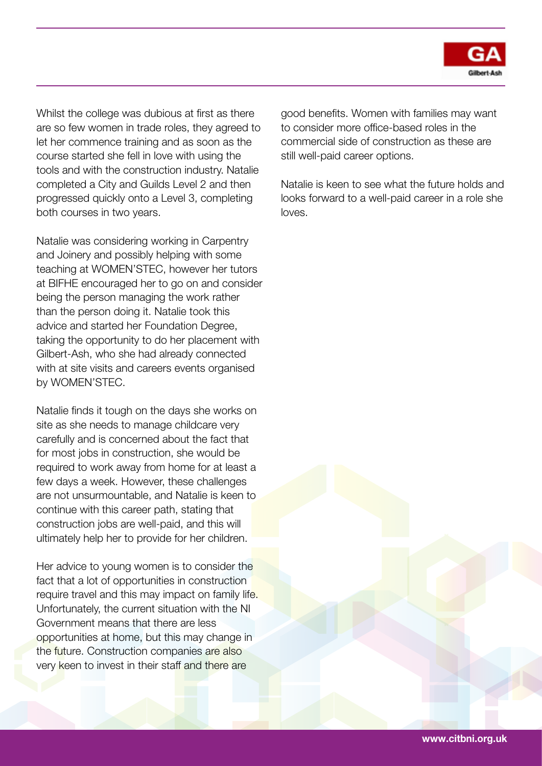Whilst the college was dubious at first as there are so few women in trade roles, they agreed to let her commence training and as soon as the course started she fell in love with using the tools and with the construction industry. Natalie completed a City and Guilds Level 2 and then progressed quickly onto a Level 3, completing both courses in two years.

Natalie was considering working in Carpentry and Joinery and possibly helping with some teaching at WOMEN'STEC, however her tutors at BIFHE encouraged her to go on and consider being the person managing the work rather than the person doing it. Natalie took this advice and started her Foundation Degree, taking the opportunity to do her placement with Gilbert-Ash, who she had already connected with at site visits and careers events organised by WOMEN'STEC.

Natalie finds it tough on the days she works on site as she needs to manage childcare very carefully and is concerned about the fact that for most jobs in construction, she would be required to work away from home for at least a few days a week. However, these challenges are not unsurmountable, and Natalie is keen to continue with this career path, stating that construction jobs are well-paid, and this will ultimately help her to provide for her children.

Her advice to young women is to consider the fact that a lot of opportunities in construction require travel and this may impact on family life. Unfortunately, the current situation with the NI Government means that there are less opportunities at home, but this may change in the future. Construction companies are also very keen to invest in their staff and there are good benefits. Women with families may want to consider more office-based roles in the commercial side of construction as these are still well-paid career options.

Natalie is keen to see what the future holds and looks forward to a well-paid career in a role she loves.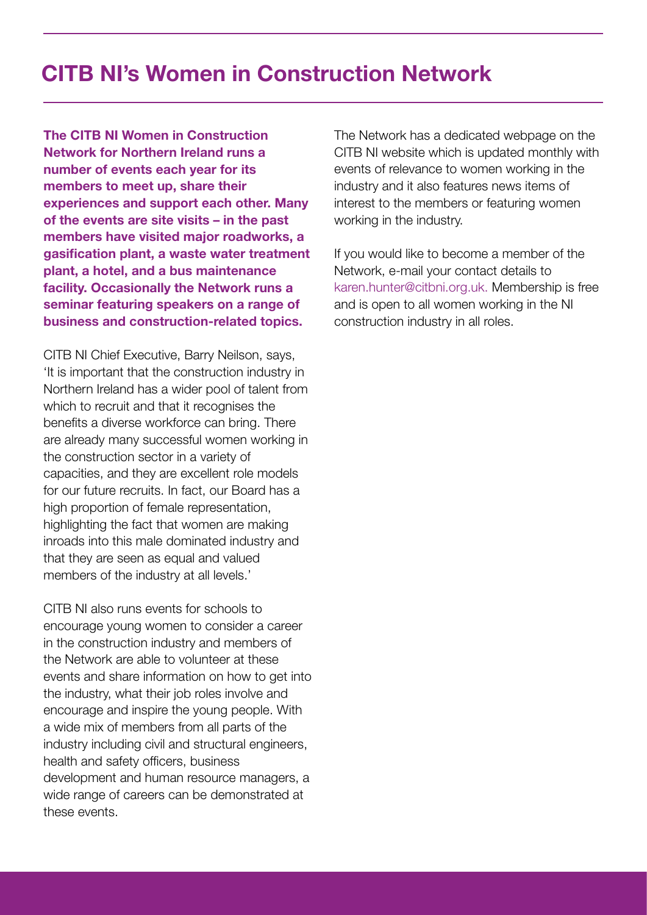# CITB NI's Women in Construction Network

**The CITB NI Women in Construction Network for Northern Ireland runs a number of events each year for its members to meet up, share their experiences and support each other. Many of the events are site visits – in the past members have visited major roadworks, a gasification plant, a waste water treatment plant, a hotel, and a bus maintenance facility. Occasionally the Network runs a seminar featuring speakers on a range of business and construction-related topics.**

CITB NI Chief Executive, Barry Neilson, says, 'It is important that the construction industry in Northern Ireland has a wider pool of talent from which to recruit and that it recognises the benefits a diverse workforce can bring. There are already many successful women working in the construction sector in a variety of capacities, and they are excellent role models for our future recruits. In fact, our Board has a high proportion of female representation, highlighting the fact that women are making inroads into this male dominated industry and that they are seen as equal and valued members of the industry at all levels.'

CITB NI also runs events for schools to encourage young women to consider a career in the construction industry and members of the Network are able to volunteer at these events and share information on how to get into the industry, what their job roles involve and encourage and inspire the young people. With a wide mix of members from all parts of the industry including civil and structural engineers, health and safety officers, business development and human resource managers, a wide range of careers can be demonstrated at these events.

The Network has a dedicated webpage on the CITB NI website which is updated monthly with events of relevance to women working in the industry and it also features news items of interest to the members or featuring women working in the industry.

If you would like to become a member of the Network, e-mail your contact details to karen.hunter@citbni.org.uk. Membership is free and is open to all women working in the NI construction industry in all roles.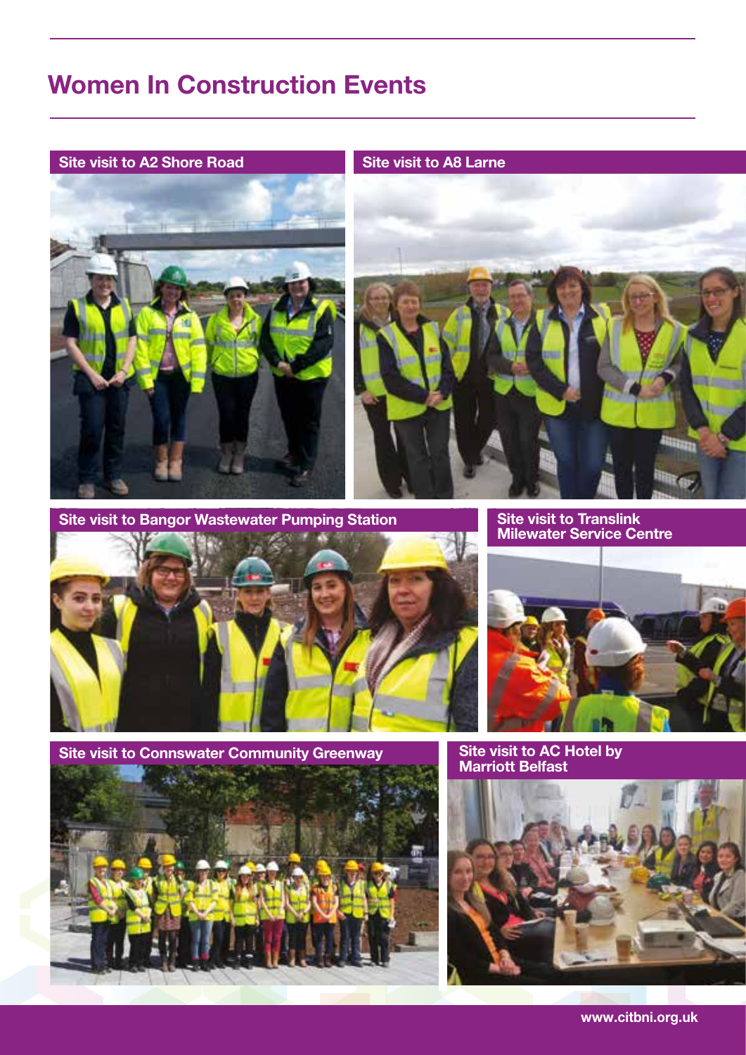# Women In Construction Events

Site visit to A2 Shore Road

Site visit to A8 Larne

Site visit to Bangor Wastewater Pumping Station

Site visit to Translink Milewater Service Centre

Site visit to Connswater Community Greenway

Site visit to AC Hotel by Marriott Belfast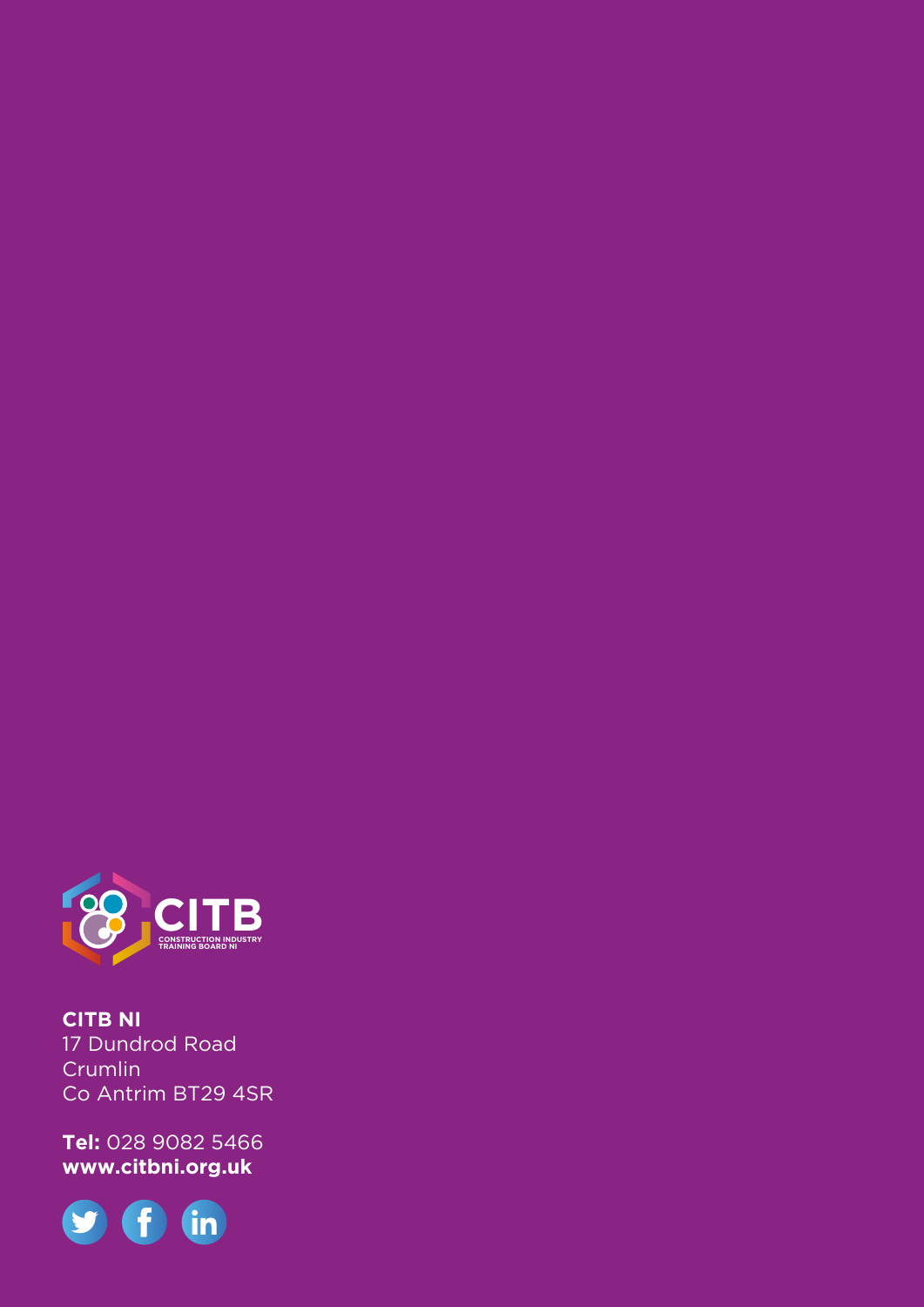CITB

CONSTRUCTION INDUSTRY TRAINING BOARD NI

**CITB NI**
17 Dundrod Road
Crumlin
Co Antrim BT29 4SR

**Tel:** 028 9082 5466
**www.citbni.org.uk**